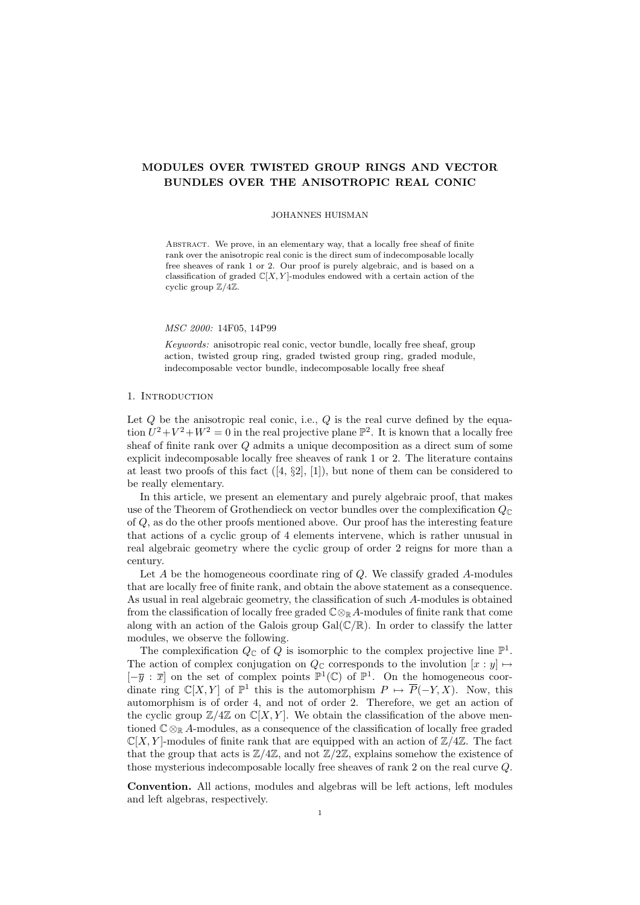# MODULES OVER TWISTED GROUP RINGS AND VECTOR BUNDLES OVER THE ANISOTROPIC REAL CONIC

JOHANNES HUISMAN

Abstract. We prove, in an elementary way, that a locally free sheaf of finite rank over the anisotropic real conic is the direct sum of indecomposable locally free sheaves of rank 1 or 2. Our proof is purely algebraic, and is based on a classification of graded $\mathbb{C}[X,Y]$-modules endowed with a certain action of the cyclic group $\mathbb{Z}/4\mathbb{Z}$.

*MSC 2000:* 14F05, 14P99

*Keywords:* anisotropic real conic, vector bundle, locally free sheaf, group action, twisted group ring, graded twisted group ring, graded module, indecomposable vector bundle, indecomposable locally free sheaf

## 1. Introduction

Let $Q$ be the anisotropic real conic, i.e., $Q$ is the real curve defined by the equation $U^2+V^2+W^2=0$ in the real projective plane $\mathbb{P}^2$. It is known that a locally free sheaf of finite rank over $Q$ admits a unique decomposition as a direct sum of some explicit indecomposable locally free sheaves of rank 1 or 2. The literature contains at least two proofs of this fact ([4, §2], [1]), but none of them can be considered to be really elementary.

In this article, we present an elementary and purely algebraic proof, that makes use of the Theorem of Grothendieck on vector bundles over the complexification $Q_{\mathbb{C}}$ of $Q$, as do the other proofs mentioned above. Our proof has the interesting feature that actions of a cyclic group of 4 elements intervene, which is rather unusual in real algebraic geometry where the cyclic group of order 2 reigns for more than a century.

Let $A$ be the homogeneous coordinate ring of $Q$. We classify graded $A$-modules that are locally free of finite rank, and obtain the above statement as a consequence. As usual in real algebraic geometry, the classification of such $A$-modules is obtained from the classification of locally free graded $\mathbb{C}\otimes_{\mathbb{R}}A$-modules of finite rank that come along with an action of the Galois group $\mathrm{Gal}(\mathbb{C}/\mathbb{R})$. In order to classify the latter modules, we observe the following.

The complexification $Q_{\mathbb{C}}$ of $Q$ is isomorphic to the complex projective line $\mathbb{P}^1$. The action of complex conjugation on $Q_{\mathbb{C}}$ corresponds to the involution $[x:y]\mapsto[-\overline{y}:\overline{x}]$ on the set of complex points $\mathbb{P}^1(\mathbb{C})$ of $\mathbb{P}^1$. On the homogeneous coordinate ring $\mathbb{C}[X,Y]$ of $\mathbb{P}^1$ this is the automorphism $P\mapsto\overline{P}(-Y,X)$. Now, this automorphism is of order 4, and not of order 2. Therefore, we get an action of the cyclic group $\mathbb{Z}/4\mathbb{Z}$ on $\mathbb{C}[X,Y]$. We obtain the classification of the above mentioned $\mathbb{C}\otimes_{\mathbb{R}}A$-modules, as a consequence of the classification of locally free graded $\mathbb{C}[X,Y]$-modules of finite rank that are equipped with an action of $\mathbb{Z}/4\mathbb{Z}$. The fact that the group that acts is $\mathbb{Z}/4\mathbb{Z}$, and not $\mathbb{Z}/2\mathbb{Z}$, explains somehow the existence of those mysterious indecomposable locally free sheaves of rank 2 on the real curve $Q$.

**Convention.** All actions, modules and algebras will be left actions, left modules and left algebras, respectively.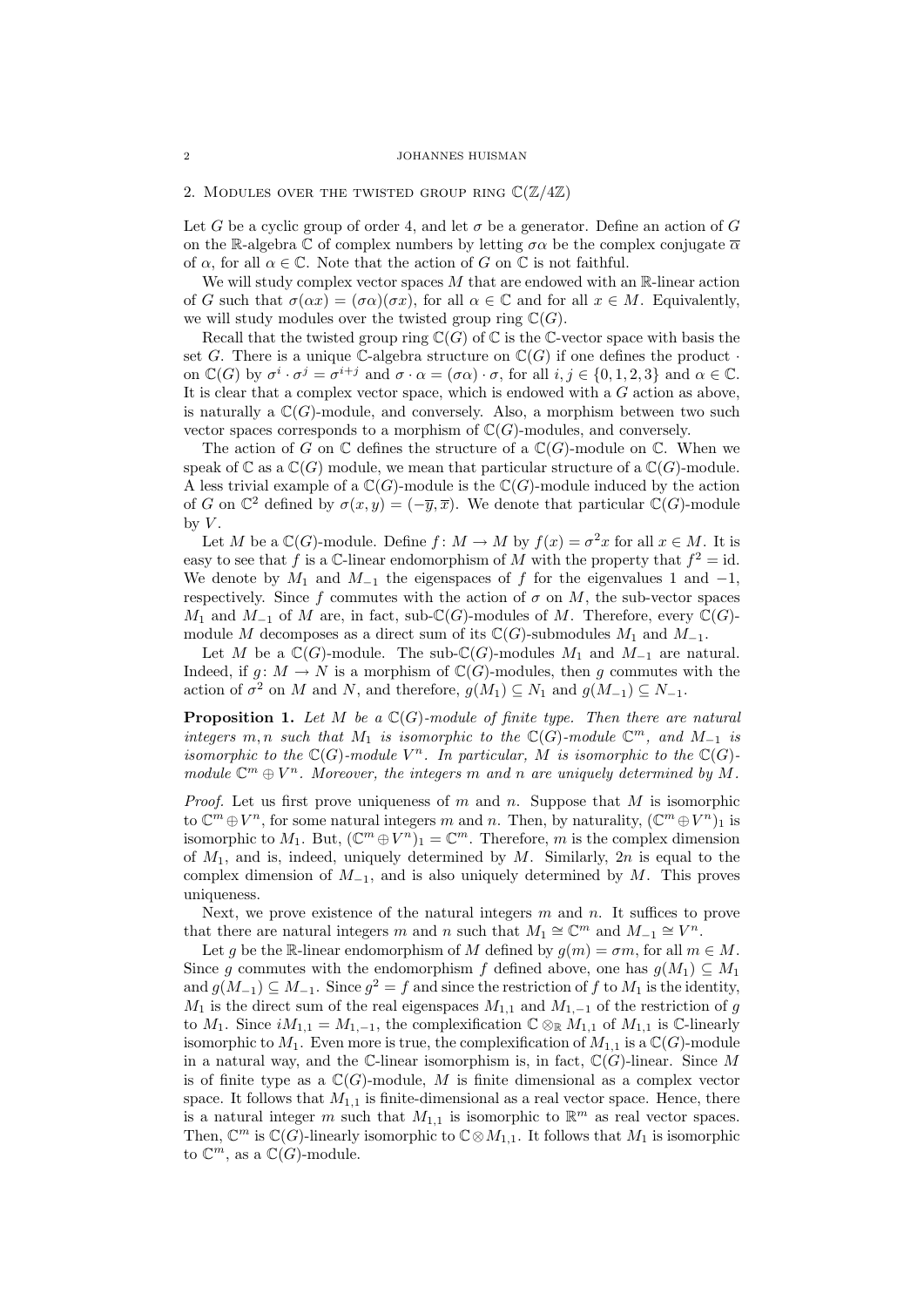## 2. Modules over the twisted group ring $\mathbb{C}(\mathbb{Z}/4\mathbb{Z})$

Let $G$ be a cyclic group of order 4, and let $\sigma$ be a generator. Define an action of $G$ on the $\mathbb{R}$-algebra $\mathbb{C}$ of complex numbers by letting $\sigma\alpha$ be the complex conjugate $\overline{\alpha}$ of $\alpha$, for all $\alpha \in \mathbb{C}$. Note that the action of $G$ on $\mathbb{C}$ is not faithful.

We will study complex vector spaces $M$ that are endowed with an $\mathbb{R}$-linear action of $G$ such that $\sigma(\alpha x) = (\sigma\alpha)(\sigma x)$, for all $\alpha \in \mathbb{C}$ and for all $x \in M$. Equivalently, we will study modules over the twisted group ring $\mathbb{C}(G)$.

Recall that the twisted group ring $\mathbb{C}(G)$ of $\mathbb{C}$ is the $\mathbb{C}$-vector space with basis the set $G$. There is a unique $\mathbb{C}$-algebra structure on $\mathbb{C}(G)$ if one defines the product $\cdot$ on $\mathbb{C}(G)$ by $\sigma^i \cdot \sigma^j = \sigma^{i+j}$ and $\sigma \cdot \alpha = (\sigma\alpha) \cdot \sigma$, for all $i, j \in \{0, 1, 2, 3\}$ and $\alpha \in \mathbb{C}$. It is clear that a complex vector space, which is endowed with a $G$ action as above, is naturally a $\mathbb{C}(G)$-module, and conversely. Also, a morphism between two such vector spaces corresponds to a morphism of $\mathbb{C}(G)$-modules, and conversely.

The action of $G$ on $\mathbb{C}$ defines the structure of a $\mathbb{C}(G)$-module on $\mathbb{C}$. When we speak of $\mathbb{C}$ as a $\mathbb{C}(G)$ module, we mean that particular structure of a $\mathbb{C}(G)$-module. A less trivial example of a $\mathbb{C}(G)$-module is the $\mathbb{C}(G)$-module induced by the action of $G$ on $\mathbb{C}^2$ defined by $\sigma(x, y) = (-\overline{y}, \overline{x})$. We denote that particular $\mathbb{C}(G)$-module by $V$.

Let $M$ be a $\mathbb{C}(G)$-module. Define $f\colon M \to M$ by $f(x) = \sigma^2 x$ for all $x \in M$. It is easy to see that $f$ is a $\mathbb{C}$-linear endomorphism of $M$ with the property that $f^2 = \mathrm{id}$. We denote by $M_1$ and $M_{-1}$ the eigenspaces of $f$ for the eigenvalues 1 and $-1$, respectively. Since $f$ commutes with the action of $\sigma$ on $M$, the sub-vector spaces $M_1$ and $M_{-1}$ of $M$ are, in fact, sub-$\mathbb{C}(G)$-modules of $M$. Therefore, every $\mathbb{C}(G)$-module $M$ decomposes as a direct sum of its $\mathbb{C}(G)$-submodules $M_1$ and $M_{-1}$.

Let $M$ be a $\mathbb{C}(G)$-module. The sub-$\mathbb{C}(G)$-modules $M_1$ and $M_{-1}$ are natural. Indeed, if $g\colon M \to N$ is a morphism of $\mathbb{C}(G)$-modules, then $g$ commutes with the action of $\sigma^2$ on $M$ and $N$, and therefore, $g(M_1) \subseteq N_1$ and $g(M_{-1}) \subseteq N_{-1}$.

**Proposition 1.** *Let $M$ be a $\mathbb{C}(G)$-module of finite type. Then there are natural integers $m, n$ such that $M_1$ is isomorphic to the $\mathbb{C}(G)$-module $\mathbb{C}^m$, and $M_{-1}$ is isomorphic to the $\mathbb{C}(G)$-module $V^n$. In particular, $M$ is isomorphic to the $\mathbb{C}(G)$-module $\mathbb{C}^m \oplus V^n$. Moreover, the integers $m$ and $n$ are uniquely determined by $M$.*

*Proof.* Let us first prove uniqueness of $m$ and $n$. Suppose that $M$ is isomorphic to $\mathbb{C}^m \oplus V^n$, for some natural integers $m$ and $n$. Then, by naturality, $(\mathbb{C}^m \oplus V^n)_1$ is isomorphic to $M_1$. But, $(\mathbb{C}^m \oplus V^n)_1 = \mathbb{C}^m$. Therefore, $m$ is the complex dimension of $M_1$, and is, indeed, uniquely determined by $M$. Similarly, $2n$ is equal to the complex dimension of $M_{-1}$, and is also uniquely determined by $M$. This proves uniqueness.

Next, we prove existence of the natural integers $m$ and $n$. It suffices to prove that there are natural integers $m$ and $n$ such that $M_1 \cong \mathbb{C}^m$ and $M_{-1} \cong V^n$.

Let $g$ be the $\mathbb{R}$-linear endomorphism of $M$ defined by $g(m) = \sigma m$, for all $m \in M$. Since $g$ commutes with the endomorphism $f$ defined above, one has $g(M_1) \subseteq M_1$ and $g(M_{-1}) \subseteq M_{-1}$. Since $g^2 = f$ and since the restriction of $f$ to $M_1$ is the identity, $M_1$ is the direct sum of the real eigenspaces $M_{1,1}$ and $M_{1,-1}$ of the restriction of $g$ to $M_1$. Since $iM_{1,1} = M_{1,-1}$, the complexification $\mathbb{C} \otimes_{\mathbb{R}} M_{1,1}$ of $M_{1,1}$ is $\mathbb{C}$-linearly isomorphic to $M_1$. Even more is true, the complexification of $M_{1,1}$ is a $\mathbb{C}(G)$-module in a natural way, and the $\mathbb{C}$-linear isomorphism is, in fact, $\mathbb{C}(G)$-linear. Since $M$ is of finite type as a $\mathbb{C}(G)$-module, $M$ is finite dimensional as a complex vector space. It follows that $M_{1,1}$ is finite-dimensional as a real vector space. Hence, there is a natural integer $m$ such that $M_{1,1}$ is isomorphic to $\mathbb{R}^m$ as real vector spaces. Then, $\mathbb{C}^m$ is $\mathbb{C}(G)$-linearly isomorphic to $\mathbb{C} \otimes M_{1,1}$. It follows that $M_1$ is isomorphic to $\mathbb{C}^m$, as a $\mathbb{C}(G)$-module.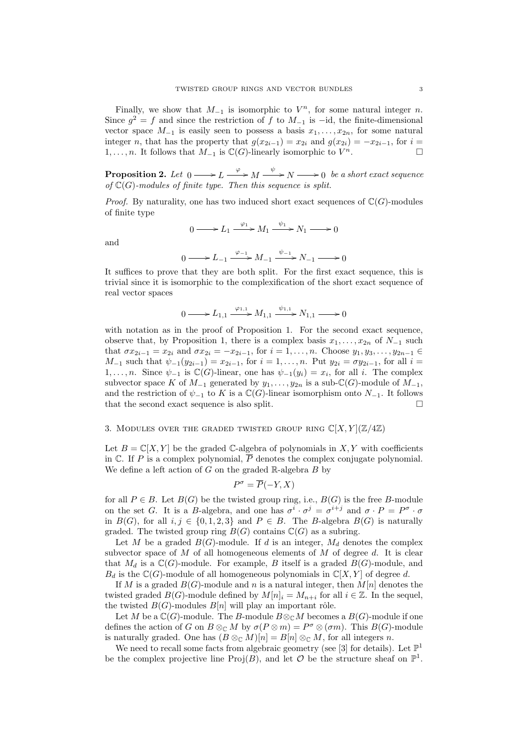Finally, we show that $M_{-1}$ is isomorphic to $V^n$, for some natural integer $n$. Since $g^2 = f$ and since the restriction of $f$ to $M_{-1}$ is $-\mathrm{id}$, the finite-dimensional vector space $M_{-1}$ is easily seen to possess a basis $x_1, \ldots, x_{2n}$, for some natural integer $n$, that has the property that $g(x_{2i-1}) = x_{2i}$ and $g(x_{2i}) = -x_{2i-1}$, for $i = 1, \ldots, n$. It follows that $M_{-1}$ is $\mathbb{C}(G)$-linearly isomorphic to $V^n$. $\square$

**Proposition 2.** *Let* $0 \longrightarrow L \xrightarrow{\varphi} M \xrightarrow{\psi} N \longrightarrow 0$ *be a short exact sequence of* $\mathbb{C}(G)$*-modules of finite type. Then this sequence is split.*

*Proof.* By naturality, one has two induced short exact sequences of $\mathbb{C}(G)$-modules of finite type

$$0 \longrightarrow L_1 \xrightarrow{\varphi_1} M_1 \xrightarrow{\psi_1} N_1 \longrightarrow 0$$

and

$$0 \longrightarrow L_{-1} \xrightarrow{\varphi_{-1}} M_{-1} \xrightarrow{\psi_{-1}} N_{-1} \longrightarrow 0$$

It suffices to prove that they are both split. For the first exact sequence, this is trivial since it is isomorphic to the complexification of the short exact sequence of real vector spaces

$$0 \longrightarrow L_{1,1} \xrightarrow{\varphi_{1,1}} M_{1,1} \xrightarrow{\psi_{1,1}} N_{1,1} \longrightarrow 0$$

with notation as in the proof of Proposition 1. For the second exact sequence, observe that, by Proposition 1, there is a complex basis $x_1, \ldots, x_{2n}$ of $N_{-1}$ such that $\sigma x_{2i-1} = x_{2i}$ and $\sigma x_{2i} = -x_{2i-1}$, for $i = 1, \ldots, n$. Choose $y_1, y_3, \ldots, y_{2n-1} \in M_{-1}$ such that $\psi_{-1}(y_{2i-1}) = x_{2i-1}$, for $i = 1, \ldots, n$. Put $y_{2i} = \sigma y_{2i-1}$, for all $i = 1, \ldots, n$. Since $\psi_{-1}$ is $\mathbb{C}(G)$-linear, one has $\psi_{-1}(y_i) = x_i$, for all $i$. The complex subvector space $K$ of $M_{-1}$ generated by $y_1, \ldots, y_{2n}$ is a sub-$\mathbb{C}(G)$-module of $M_{-1}$, and the restriction of $\psi_{-1}$ to $K$ is a $\mathbb{C}(G)$-linear isomorphism onto $N_{-1}$. It follows that the second exact sequence is also split. $\square$

## 3. Modules over the graded twisted group ring $\mathbb{C}[X, Y](\mathbb{Z}/4\mathbb{Z})$

Let $B = \mathbb{C}[X, Y]$ be the graded $\mathbb{C}$-algebra of polynomials in $X, Y$ with coefficients in $\mathbb{C}$. If $P$ is a complex polynomial, $\overline{P}$ denotes the complex conjugate polynomial. We define a left action of $G$ on the graded $\mathbb{R}$-algebra $B$ by

$$P^\sigma = \overline{P}(-Y, X)$$

for all $P \in B$. Let $B(G)$ be the twisted group ring, i.e., $B(G)$ is the free $B$-module on the set $G$. It is a $B$-algebra, and one has $\sigma^i \cdot \sigma^j = \sigma^{i+j}$ and $\sigma \cdot P = P^\sigma \cdot \sigma$ in $B(G)$, for all $i, j \in \{0, 1, 2, 3\}$ and $P \in B$. The $B$-algebra $B(G)$ is naturally graded. The twisted group ring $B(G)$ contains $\mathbb{C}(G)$ as a subring.

Let $M$ be a graded $B(G)$-module. If $d$ is an integer, $M_d$ denotes the complex subvector space of $M$ of all homogeneous elements of $M$ of degree $d$. It is clear that $M_d$ is a $\mathbb{C}(G)$-module. For example, $B$ itself is a graded $B(G)$-module, and $B_d$ is the $\mathbb{C}(G)$-module of all homogeneous polynomials in $\mathbb{C}[X, Y]$ of degree $d$.

If $M$ is a graded $B(G)$-module and $n$ is a natural integer, then $M[n]$ denotes the twisted graded $B(G)$-module defined by $M[n]_i = M_{n+i}$ for all $i \in \mathbb{Z}$. In the sequel, the twisted $B(G)$-modules $B[n]$ will play an important rôle.

Let $M$ be a $\mathbb{C}(G)$-module. The $B$-module $B \otimes_{\mathbb{C}} M$ becomes a $B(G)$-module if one defines the action of $G$ on $B \otimes_{\mathbb{C}} M$ by $\sigma(P \otimes m) = P^\sigma \otimes (\sigma m)$. This $B(G)$-module is naturally graded. One has $(B \otimes_{\mathbb{C}} M)[n] = B[n] \otimes_{\mathbb{C}} M$, for all integers $n$.

We need to recall some facts from algebraic geometry (see [3] for details). Let $\mathbb{P}^1$ be the complex projective line $\mathrm{Proj}(B)$, and let $\mathcal{O}$ be the structure sheaf on $\mathbb{P}^1$.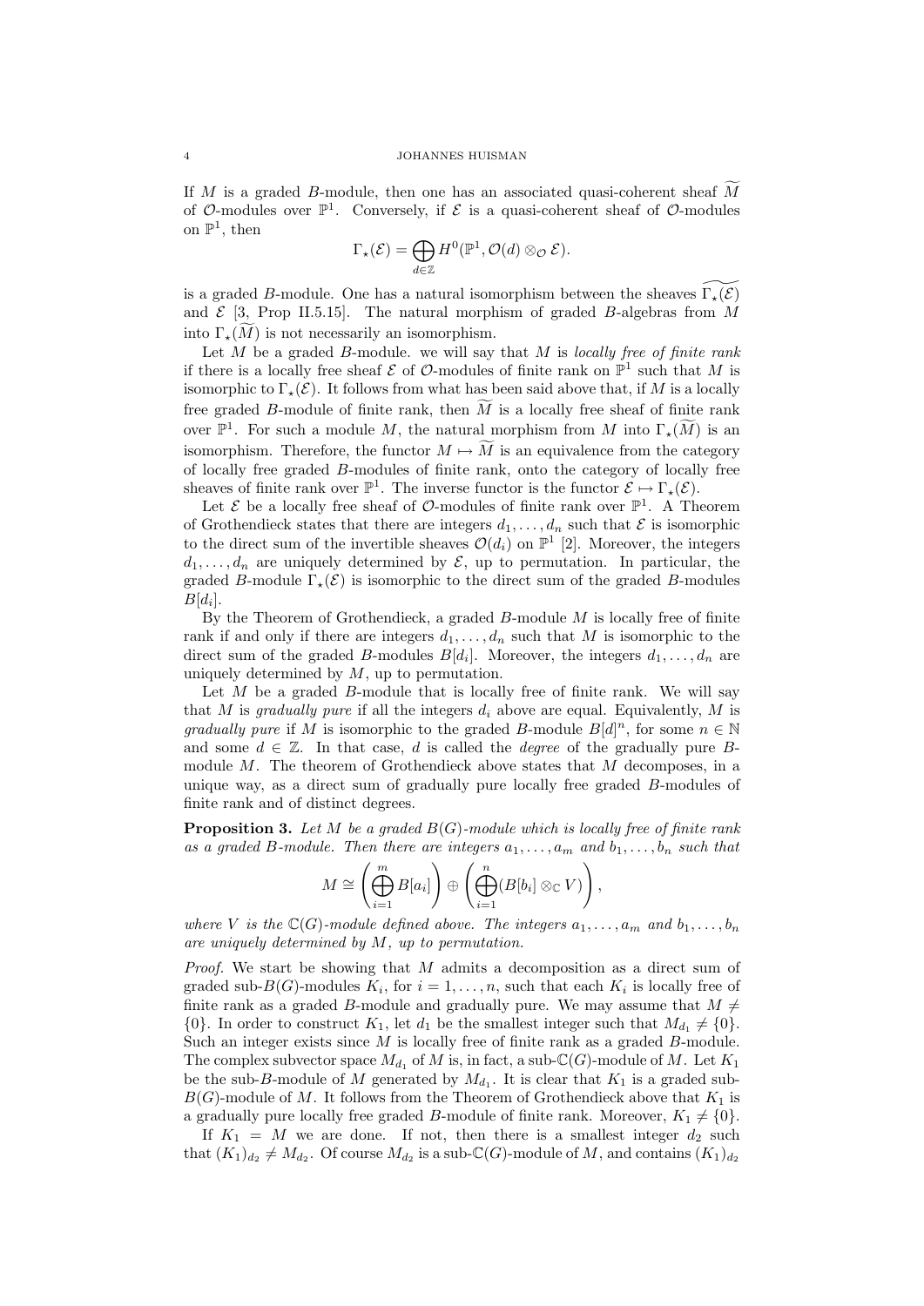If $M$ is a graded $B$-module, then one has an associated quasi-coherent sheaf $\widetilde{M}$ of $\mathcal{O}$-modules over $\mathbb{P}^1$. Conversely, if $\mathcal{E}$ is a quasi-coherent sheaf of $\mathcal{O}$-modules on $\mathbb{P}^1$, then

$$\Gamma_\star(\mathcal{E}) = \bigoplus_{d\in\mathbb{Z}} H^0(\mathbb{P}^1, \mathcal{O}(d) \otimes_{\mathcal{O}} \mathcal{E}).$$

is a graded $B$-module. One has a natural isomorphism between the sheaves $\widetilde{\Gamma_\star(\mathcal{E})}$ and $\mathcal{E}$ [3, Prop II.5.15]. The natural morphism of graded $B$-algebras from $M$ into $\Gamma_\star(\widetilde{M})$ is not necessarily an isomorphism.

Let $M$ be a graded $B$-module. we will say that $M$ is *locally free of finite rank* if there is a locally free sheaf $\mathcal{E}$ of $\mathcal{O}$-modules of finite rank on $\mathbb{P}^1$ such that $M$ is isomorphic to $\Gamma_\star(\mathcal{E})$. It follows from what has been said above that, if $M$ is a locally free graded $B$-module of finite rank, then $\widetilde{M}$ is a locally free sheaf of finite rank over $\mathbb{P}^1$. For such a module $M$, the natural morphism from $M$ into $\Gamma_\star(\widetilde{M})$ is an isomorphism. Therefore, the functor $M \mapsto \widetilde{M}$ is an equivalence from the category of locally free graded $B$-modules of finite rank, onto the category of locally free sheaves of finite rank over $\mathbb{P}^1$. The inverse functor is the functor $\mathcal{E} \mapsto \Gamma_\star(\mathcal{E})$.

Let $\mathcal{E}$ be a locally free sheaf of $\mathcal{O}$-modules of finite rank over $\mathbb{P}^1$. A Theorem of Grothendieck states that there are integers $d_1, \ldots, d_n$ such that $\mathcal{E}$ is isomorphic to the direct sum of the invertible sheaves $\mathcal{O}(d_i)$ on $\mathbb{P}^1$ [2]. Moreover, the integers $d_1, \ldots, d_n$ are uniquely determined by $\mathcal{E}$, up to permutation. In particular, the graded $B$-module $\Gamma_\star(\mathcal{E})$ is isomorphic to the direct sum of the graded $B$-modules $B[d_i]$.

By the Theorem of Grothendieck, a graded $B$-module $M$ is locally free of finite rank if and only if there are integers $d_1, \ldots, d_n$ such that $M$ is isomorphic to the direct sum of the graded $B$-modules $B[d_i]$. Moreover, the integers $d_1, \ldots, d_n$ are uniquely determined by $M$, up to permutation.

Let $M$ be a graded $B$-module that is locally free of finite rank. We will say that $M$ is *gradually pure* if all the integers $d_i$ above are equal. Equivalently, $M$ is *gradually pure* if $M$ is isomorphic to the graded $B$-module $B[d]^n$, for some $n \in \mathbb{N}$ and some $d \in \mathbb{Z}$. In that case, $d$ is called the *degree* of the gradually pure $B$-module $M$. The theorem of Grothendieck above states that $M$ decomposes, in a unique way, as a direct sum of gradually pure locally free graded $B$-modules of finite rank and of distinct degrees.

**Proposition 3.** *Let $M$ be a graded $B(G)$-module which is locally free of finite rank as a graded $B$-module. Then there are integers $a_1, \ldots, a_m$ and $b_1, \ldots, b_n$ such that*

$$M \cong \left(\bigoplus_{i=1}^{m} B[a_i]\right) \oplus \left(\bigoplus_{i=1}^{n} (B[b_i] \otimes_{\mathbb{C}} V)\right),$$

*where $V$ is the $\mathbb{C}(G)$-module defined above. The integers $a_1, \ldots, a_m$ and $b_1, \ldots, b_n$ are uniquely determined by $M$, up to permutation.*

*Proof.* We start be showing that $M$ admits a decomposition as a direct sum of graded sub-$B(G)$-modules $K_i$, for $i = 1, \ldots, n$, such that each $K_i$ is locally free of finite rank as a graded $B$-module and gradually pure. We may assume that $M \neq \{0\}$. In order to construct $K_1$, let $d_1$ be the smallest integer such that $M_{d_1} \neq \{0\}$. Such an integer exists since $M$ is locally free of finite rank as a graded $B$-module. The complex subvector space $M_{d_1}$ of $M$ is, in fact, a sub-$\mathbb{C}(G)$-module of $M$. Let $K_1$ be the sub-$B$-module of $M$ generated by $M_{d_1}$. It is clear that $K_1$ is a graded sub-$B(G)$-module of $M$. It follows from the Theorem of Grothendieck above that $K_1$ is a gradually pure locally free graded $B$-module of finite rank. Moreover, $K_1 \neq \{0\}$.

If $K_1 = M$ we are done. If not, then there is a smallest integer $d_2$ such that $(K_1)_{d_2} \neq M_{d_2}$. Of course $M_{d_2}$ is a sub-$\mathbb{C}(G)$-module of $M$, and contains $(K_1)_{d_2}$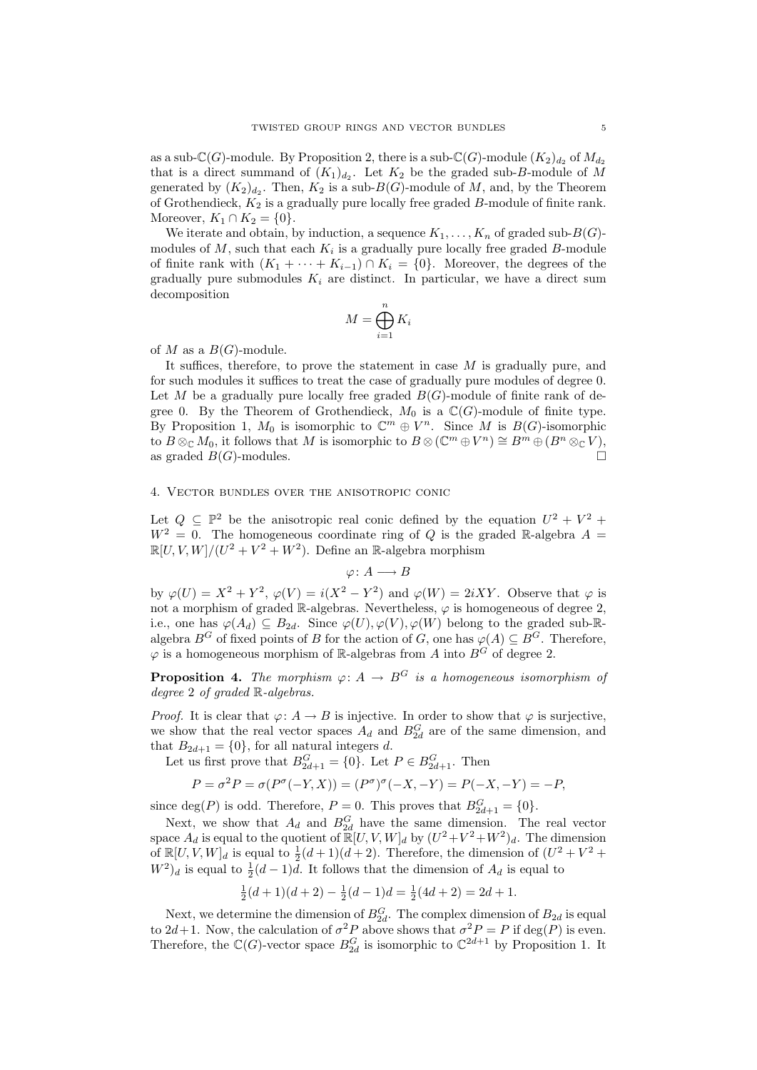as a sub-$\mathbb{C}(G)$-module. By Proposition 2, there is a sub-$\mathbb{C}(G)$-module $(K_2)_{d_2}$ of $M_{d_2}$ that is a direct summand of $(K_1)_{d_2}$. Let $K_2$ be the graded sub-$B$-module of $M$ generated by $(K_2)_{d_2}$. Then, $K_2$ is a sub-$B(G)$-module of $M$, and, by the Theorem of Grothendieck, $K_2$ is a gradually pure locally free graded $B$-module of finite rank. Moreover, $K_1 \cap K_2 = \{0\}$.

We iterate and obtain, by induction, a sequence $K_1, \ldots, K_n$ of graded sub-$B(G)$-modules of $M$, such that each $K_i$ is a gradually pure locally free graded $B$-module of finite rank with $(K_1 + \cdots + K_{i-1}) \cap K_i = \{0\}$. Moreover, the degrees of the gradually pure submodules $K_i$ are distinct. In particular, we have a direct sum decomposition

$$M = \bigoplus_{i=1}^{n} K_i$$

of $M$ as a $B(G)$-module.

It suffices, therefore, to prove the statement in case $M$ is gradually pure, and for such modules it suffices to treat the case of gradually pure modules of degree 0. Let $M$ be a gradually pure locally free graded $B(G)$-module of finite rank of degree 0. By the Theorem of Grothendieck, $M_0$ is a $\mathbb{C}(G)$-module of finite type. By Proposition 1, $M_0$ is isomorphic to $\mathbb{C}^m \oplus V^n$. Since $M$ is $B(G)$-isomorphic to $B \otimes_{\mathbb{C}} M_0$, it follows that $M$ is isomorphic to $B \otimes (\mathbb{C}^m \oplus V^n) \cong B^m \oplus (B^n \otimes_{\mathbb{C}} V)$, as graded $B(G)$-modules. □

## 4. Vector bundles over the anisotropic conic

Let $Q \subseteq \mathbb{P}^2$ be the anisotropic real conic defined by the equation $U^2 + V^2 + W^2 = 0$. The homogeneous coordinate ring of $Q$ is the graded $\mathbb{R}$-algebra $A = \mathbb{R}[U, V, W]/(U^2 + V^2 + W^2)$. Define an $\mathbb{R}$-algebra morphism

$$\varphi \colon A \longrightarrow B$$

by $\varphi(U) = X^2 + Y^2$, $\varphi(V) = i(X^2 - Y^2)$ and $\varphi(W) = 2iXY$. Observe that $\varphi$ is not a morphism of graded $\mathbb{R}$-algebras. Nevertheless, $\varphi$ is homogeneous of degree 2, i.e., one has $\varphi(A_d) \subseteq B_{2d}$. Since $\varphi(U), \varphi(V), \varphi(W)$ belong to the graded sub-$\mathbb{R}$-algebra $B^G$ of fixed points of $B$ for the action of $G$, one has $\varphi(A) \subseteq B^G$. Therefore, $\varphi$ is a homogeneous morphism of $\mathbb{R}$-algebras from $A$ into $B^G$ of degree 2.

**Proposition 4.** *The morphism $\varphi \colon A \to B^G$ is a homogeneous isomorphism of degree 2 of graded $\mathbb{R}$-algebras.*

*Proof.* It is clear that $\varphi \colon A \to B$ is injective. In order to show that $\varphi$ is surjective, we show that the real vector spaces $A_d$ and $B^G_{2d}$ are of the same dimension, and that $B_{2d+1} = \{0\}$, for all natural integers $d$.

Let us first prove that $B^G_{2d+1} = \{0\}$. Let $P \in B^G_{2d+1}$. Then

$$P = \sigma^2 P = \sigma(P^\sigma(-Y, X)) = (P^\sigma)^\sigma(-X, -Y) = P(-X, -Y) = -P,$$

since $\deg(P)$ is odd. Therefore, $P = 0$. This proves that $B^G_{2d+1} = \{0\}$.

Next, we show that $A_d$ and $B^G_{2d}$ have the same dimension. The real vector space $A_d$ is equal to the quotient of $\mathbb{R}[U, V, W]_d$ by $(U^2 + V^2 + W^2)_d$. The dimension of $\mathbb{R}[U, V, W]_d$ is equal to $\frac{1}{2}(d+1)(d+2)$. Therefore, the dimension of $(U^2 + V^2 + W^2)_d$ is equal to $\frac{1}{2}(d-1)d$. It follows that the dimension of $A_d$ is equal to

$$\tfrac{1}{2}(d+1)(d+2) - \tfrac{1}{2}(d-1)d = \tfrac{1}{2}(4d+2) = 2d+1.$$

Next, we determine the dimension of $B^G_{2d}$. The complex dimension of $B_{2d}$ is equal to $2d+1$. Now, the calculation of $\sigma^2 P$ above shows that $\sigma^2 P = P$ if $\deg(P)$ is even. Therefore, the $\mathbb{C}(G)$-vector space $B^G_{2d}$ is isomorphic to $\mathbb{C}^{2d+1}$ by Proposition 1. It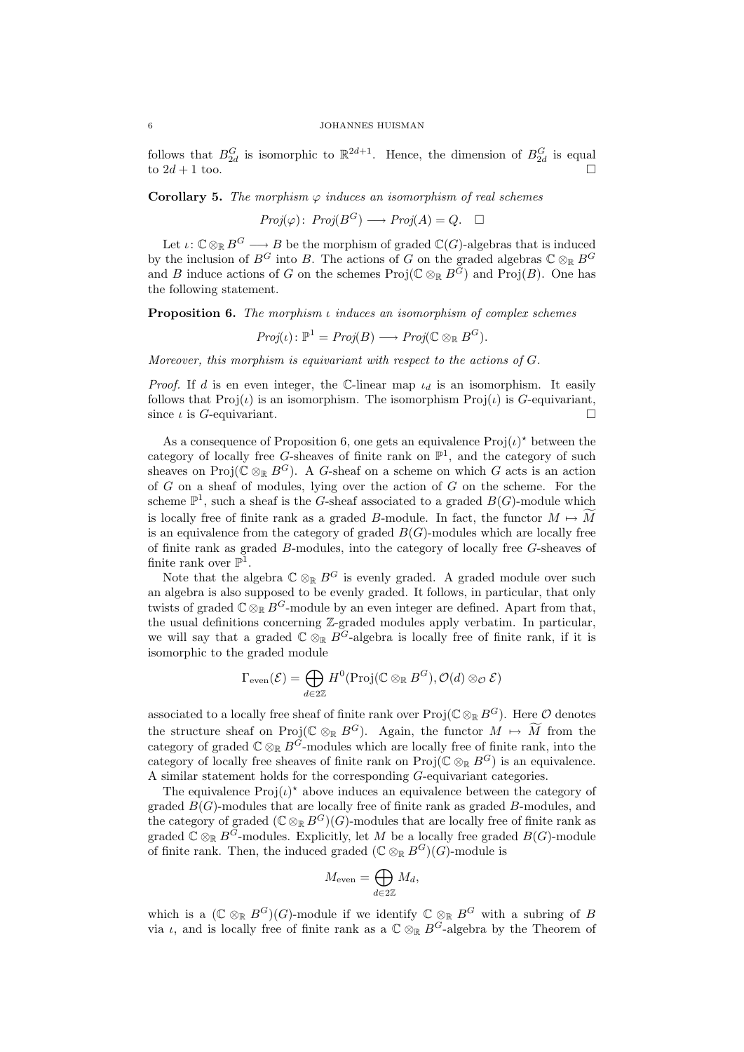follows that $B^G_{2d}$ is isomorphic to $\mathbb{R}^{2d+1}$. Hence, the dimension of $B^G_{2d}$ is equal to $2d+1$ too. □

**Corollary 5.** *The morphism $\varphi$ induces an isomorphism of real schemes*

$$\mathit{Proj}(\varphi)\colon \mathit{Proj}(B^G) \longrightarrow \mathit{Proj}(A) = Q. \quad \square$$

Let $\iota\colon \mathbb{C}\otimes_{\mathbb{R}} B^G \longrightarrow B$ be the morphism of graded $\mathbb{C}(G)$-algebras that is induced by the inclusion of $B^G$ into $B$. The actions of $G$ on the graded algebras $\mathbb{C}\otimes_{\mathbb{R}} B^G$ and $B$ induce actions of $G$ on the schemes $\mathrm{Proj}(\mathbb{C}\otimes_{\mathbb{R}} B^G)$ and $\mathrm{Proj}(B)$. One has the following statement.

**Proposition 6.** *The morphism $\iota$ induces an isomorphism of complex schemes*

$$\mathit{Proj}(\iota)\colon \mathbb{P}^1 = \mathit{Proj}(B) \longrightarrow \mathit{Proj}(\mathbb{C}\otimes_{\mathbb{R}} B^G).$$

*Moreover, this morphism is equivariant with respect to the actions of $G$.*

*Proof.* If $d$ is en even integer, the $\mathbb{C}$-linear map $\iota_d$ is an isomorphism. It easily follows that $\mathrm{Proj}(\iota)$ is an isomorphism. The isomorphism $\mathrm{Proj}(\iota)$ is $G$-equivariant, since $\iota$ is $G$-equivariant. □

As a consequence of Proposition 6, one gets an equivalence $\mathrm{Proj}(\iota)^\star$ between the category of locally free $G$-sheaves of finite rank on $\mathbb{P}^1$, and the category of such sheaves on $\mathrm{Proj}(\mathbb{C}\otimes_{\mathbb{R}} B^G)$. A $G$-sheaf on a scheme on which $G$ acts is an action of $G$ on a sheaf of modules, lying over the action of $G$ on the scheme. For the scheme $\mathbb{P}^1$, such a sheaf is the $G$-sheaf associated to a graded $B(G)$-module which is locally free of finite rank as a graded $B$-module. In fact, the functor $M \mapsto \widetilde{M}$ is an equivalence from the category of graded $B(G)$-modules which are locally free of finite rank as graded $B$-modules, into the category of locally free $G$-sheaves of finite rank over $\mathbb{P}^1$.

Note that the algebra $\mathbb{C}\otimes_{\mathbb{R}} B^G$ is evenly graded. A graded module over such an algebra is also supposed to be evenly graded. It follows, in particular, that only twists of graded $\mathbb{C}\otimes_{\mathbb{R}} B^G$-module by an even integer are defined. Apart from that, the usual definitions concerning $\mathbb{Z}$-graded modules apply verbatim. In particular, we will say that a graded $\mathbb{C}\otimes_{\mathbb{R}} B^G$-algebra is locally free of finite rank, if it is isomorphic to the graded module

$$\Gamma_{\mathrm{even}}(\mathcal{E}) = \bigoplus_{d\in 2\mathbb{Z}} H^0(\mathrm{Proj}(\mathbb{C}\otimes_{\mathbb{R}} B^G), \mathcal{O}(d)\otimes_{\mathcal{O}} \mathcal{E})$$

associated to a locally free sheaf of finite rank over $\mathrm{Proj}(\mathbb{C}\otimes_{\mathbb{R}} B^G)$. Here $\mathcal{O}$ denotes the structure sheaf on $\mathrm{Proj}(\mathbb{C}\otimes_{\mathbb{R}} B^G)$. Again, the functor $M \mapsto \widetilde{M}$ from the category of graded $\mathbb{C}\otimes_{\mathbb{R}} B^G$-modules which are locally free of finite rank, into the category of locally free sheaves of finite rank on $\mathrm{Proj}(\mathbb{C}\otimes_{\mathbb{R}} B^G)$ is an equivalence. A similar statement holds for the corresponding $G$-equivariant categories.

The equivalence $\mathrm{Proj}(\iota)^\star$ above induces an equivalence between the category of graded $B(G)$-modules that are locally free of finite rank as graded $B$-modules, and the category of graded $(\mathbb{C}\otimes_{\mathbb{R}} B^G)(G)$-modules that are locally free of finite rank as graded $\mathbb{C}\otimes_{\mathbb{R}} B^G$-modules. Explicitly, let $M$ be a locally free graded $B(G)$-module of finite rank. Then, the induced graded $(\mathbb{C}\otimes_{\mathbb{R}} B^G)(G)$-module is

$$M_{\mathrm{even}} = \bigoplus_{d\in 2\mathbb{Z}} M_d,$$

which is a $(\mathbb{C}\otimes_{\mathbb{R}} B^G)(G)$-module if we identify $\mathbb{C}\otimes_{\mathbb{R}} B^G$ with a subring of $B$ via $\iota$, and is locally free of finite rank as a $\mathbb{C}\otimes_{\mathbb{R}} B^G$-algebra by the Theorem of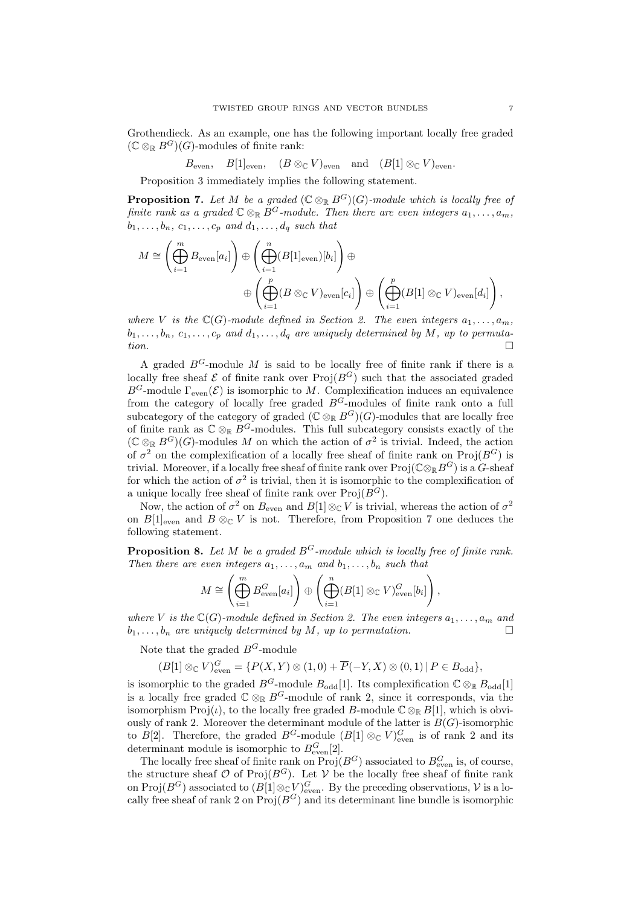Grothendieck. As an example, one has the following important locally free graded $(\mathbb{C}\otimes_{\mathbb{R}} B^G)(G)$-modules of finite rank:

$$B_{\mathrm{even}},\quad B[1]_{\mathrm{even}},\quad (B\otimes_{\mathbb{C}} V)_{\mathrm{even}}\quad\text{and}\quad (B[1]\otimes_{\mathbb{C}} V)_{\mathrm{even}}.$$

Proposition 3 immediately implies the following statement.

**Proposition 7.** *Let $M$ be a graded $(\mathbb{C}\otimes_{\mathbb{R}} B^G)(G)$-module which is locally free of finite rank as a graded $\mathbb{C}\otimes_{\mathbb{R}} B^G$-module. Then there are even integers $a_1,\ldots,a_m$, $b_1,\ldots,b_n$, $c_1,\ldots,c_p$ and $d_1,\ldots,d_q$ such that*

$$M\cong\left(\bigoplus_{i=1}^m B_{\mathrm{even}}[a_i]\right)\oplus\left(\bigoplus_{i=1}^n (B[1]_{\mathrm{even}})[b_i]\right)\oplus$$
$$\oplus\left(\bigoplus_{i=1}^p (B\otimes_{\mathbb{C}} V)_{\mathrm{even}}[c_i]\right)\oplus\left(\bigoplus_{i=1}^p (B[1]\otimes_{\mathbb{C}} V)_{\mathrm{even}}[d_i]\right),$$

*where $V$ is the $\mathbb{C}(G)$-module defined in Section 2. The even integers $a_1,\ldots,a_m$, $b_1,\ldots,b_n$, $c_1,\ldots,c_p$ and $d_1,\ldots,d_q$ are uniquely determined by $M$, up to permutation.* $\square$

A graded $B^G$-module $M$ is said to be locally free of finite rank if there is a locally free sheaf $\mathcal{E}$ of finite rank over $\mathrm{Proj}(B^G)$ such that the associated graded $B^G$-module $\Gamma_{\mathrm{even}}(\mathcal{E})$ is isomorphic to $M$. Complexification induces an equivalence from the category of locally free graded $B^G$-modules of finite rank onto a full subcategory of the category of graded $(\mathbb{C}\otimes_{\mathbb{R}} B^G)(G)$-modules that are locally free of finite rank as $\mathbb{C}\otimes_{\mathbb{R}} B^G$-modules. This full subcategory consists exactly of the $(\mathbb{C}\otimes_{\mathbb{R}} B^G)(G)$-modules $M$ on which the action of $\sigma^2$ is trivial. Indeed, the action of $\sigma^2$ on the complexification of a locally free sheaf of finite rank on $\mathrm{Proj}(B^G)$ is trivial. Moreover, if a locally free sheaf of finite rank over $\mathrm{Proj}(\mathbb{C}\otimes_{\mathbb{R}} B^G)$ is a $G$-sheaf for which the action of $\sigma^2$ is trivial, then it is isomorphic to the complexification of a unique locally free sheaf of finite rank over $\mathrm{Proj}(B^G)$.

Now, the action of $\sigma^2$ on $B_{\mathrm{even}}$ and $B[1]\otimes_{\mathbb{C}} V$ is trivial, whereas the action of $\sigma^2$ on $B[1]_{\mathrm{even}}$ and $B\otimes_{\mathbb{C}} V$ is not. Therefore, from Proposition 7 one deduces the following statement.

**Proposition 8.** *Let $M$ be a graded $B^G$-module which is locally free of finite rank. Then there are even integers $a_1,\ldots,a_m$ and $b_1,\ldots,b_n$ such that*

$$M\cong\left(\bigoplus_{i=1}^m B^G_{\mathrm{even}}[a_i]\right)\oplus\left(\bigoplus_{i=1}^n (B[1]\otimes_{\mathbb{C}} V)^G_{\mathrm{even}}[b_i]\right),$$

*where $V$ is the $\mathbb{C}(G)$-module defined in Section 2. The even integers $a_1,\ldots,a_m$ and $b_1,\ldots,b_n$ are uniquely determined by $M$, up to permutation.* $\square$

Note that the graded $B^G$-module

$$(B[1]\otimes_{\mathbb{C}} V)^G_{\mathrm{even}}=\{P(X,Y)\otimes(1,0)+\overline{P}(-Y,X)\otimes(0,1)\mid P\in B_{\mathrm{odd}}\},$$

is isomorphic to the graded $B^G$-module $B_{\mathrm{odd}}[1]$. Its complexification $\mathbb{C}\otimes_{\mathbb{R}} B_{\mathrm{odd}}[1]$ is a locally free graded $\mathbb{C}\otimes_{\mathbb{R}} B^G$-module of rank 2, since it corresponds, via the isomorphism $\mathrm{Proj}(\iota)$, to the locally free graded $B$-module $\mathbb{C}\otimes_{\mathbb{R}} B[1]$, which is obviously of rank 2. Moreover the determinant module of the latter is $B(G)$-isomorphic to $B[2]$. Therefore, the graded $B^G$-module $(B[1]\otimes_{\mathbb{C}} V)^G_{\mathrm{even}}$ is of rank 2 and its determinant module is isomorphic to $B^G_{\mathrm{even}}[2]$.

The locally free sheaf of finite rank on $\mathrm{Proj}(B^G)$ associated to $B^G_{\mathrm{even}}$ is, of course, the structure sheaf $\mathcal{O}$ of $\mathrm{Proj}(B^G)$. Let $\mathcal{V}$ be the locally free sheaf of finite rank on $\mathrm{Proj}(B^G)$ associated to $(B[1]\otimes_{\mathbb{C}} V)^G_{\mathrm{even}}$. By the preceding observations, $\mathcal{V}$ is a locally free sheaf of rank 2 on $\mathrm{Proj}(B^G)$ and its determinant line bundle is isomorphic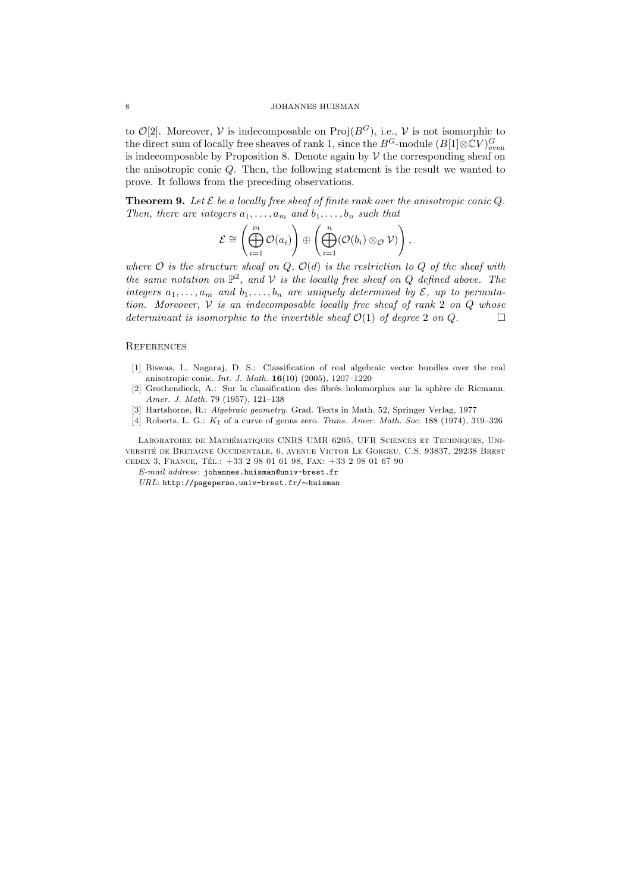to $\mathcal{O}[2]$. Moreover, $\mathcal{V}$ is indecomposable on $\mathrm{Proj}(B^G)$, i.e., $\mathcal{V}$ is not isomorphic to the direct sum of locally free sheaves of rank 1, since the $B^G$-module $(B[1]\otimes\mathbb{C}V)^G_{\mathrm{even}}$ is indecomposable by Proposition 8. Denote again by $\mathcal{V}$ the corresponding sheaf on the anisotropic conic $Q$. Then, the following statement is the result we wanted to prove. It follows from the preceding observations.

**Theorem 9.** *Let $\mathcal{E}$ be a locally free sheaf of finite rank over the anisotropic conic $Q$. Then, there are integers $a_1,\ldots,a_m$ and $b_1,\ldots,b_n$ such that*

$$\mathcal{E} \cong \left(\bigoplus_{i=1}^{m} \mathcal{O}(a_i)\right) \oplus \left(\bigoplus_{i=1}^{n} (\mathcal{O}(b_i)\otimes_{\mathcal{O}} \mathcal{V})\right),$$

*where $\mathcal{O}$ is the structure sheaf on $Q$, $\mathcal{O}(d)$ is the restriction to $Q$ of the sheaf with the same notation on $\mathbb{P}^2$, and $\mathcal{V}$ is the locally free sheaf on $Q$ defined above. The integers $a_1,\ldots,a_m$ and $b_1,\ldots,b_n$ are uniquely determined by $\mathcal{E}$, up to permutation. Moreover, $\mathcal{V}$ is an indecomposable locally free sheaf of rank 2 on $Q$ whose determinant is isomorphic to the invertible sheaf $\mathcal{O}(1)$ of degree 2 on $Q$.* □

## References

[1] Biswas, I., Nagaraj, D. S.: Classification of real algebraic vector bundles over the real anisotropic conic. *Int. J. Math.* **16**(10) (2005), 1207–1220

[2] Grothendieck, A.: Sur la classification des fibrés holomorphes sur la sphère de Riemann. *Amer. J. Math.* 79 (1957), 121–138

[3] Hartshorne, R.: *Algebraic geometry.* Grad. Texts in Math. 52, Springer Verlag, 1977

[4] Roberts, L. G.: $K_1$ of a curve of genus zero. *Trans. Amer. Math. Soc.* 188 (1974), 319–326

Laboratoire de Mathématiques CNRS UMR 6205, UFR Sciences et Techniques, Université de Bretagne Occidentale, 6, avenue Victor Le Gorgeu, C.S. 93837, 29238 Brest cedex 3, France, Tél.: +33 2 98 01 61 98, Fax: +33 2 98 01 67 90

*E-mail address*: johannes.huisman@univ-brest.fr

*URL*: http://pageperso.univ-brest.fr/∼huisman